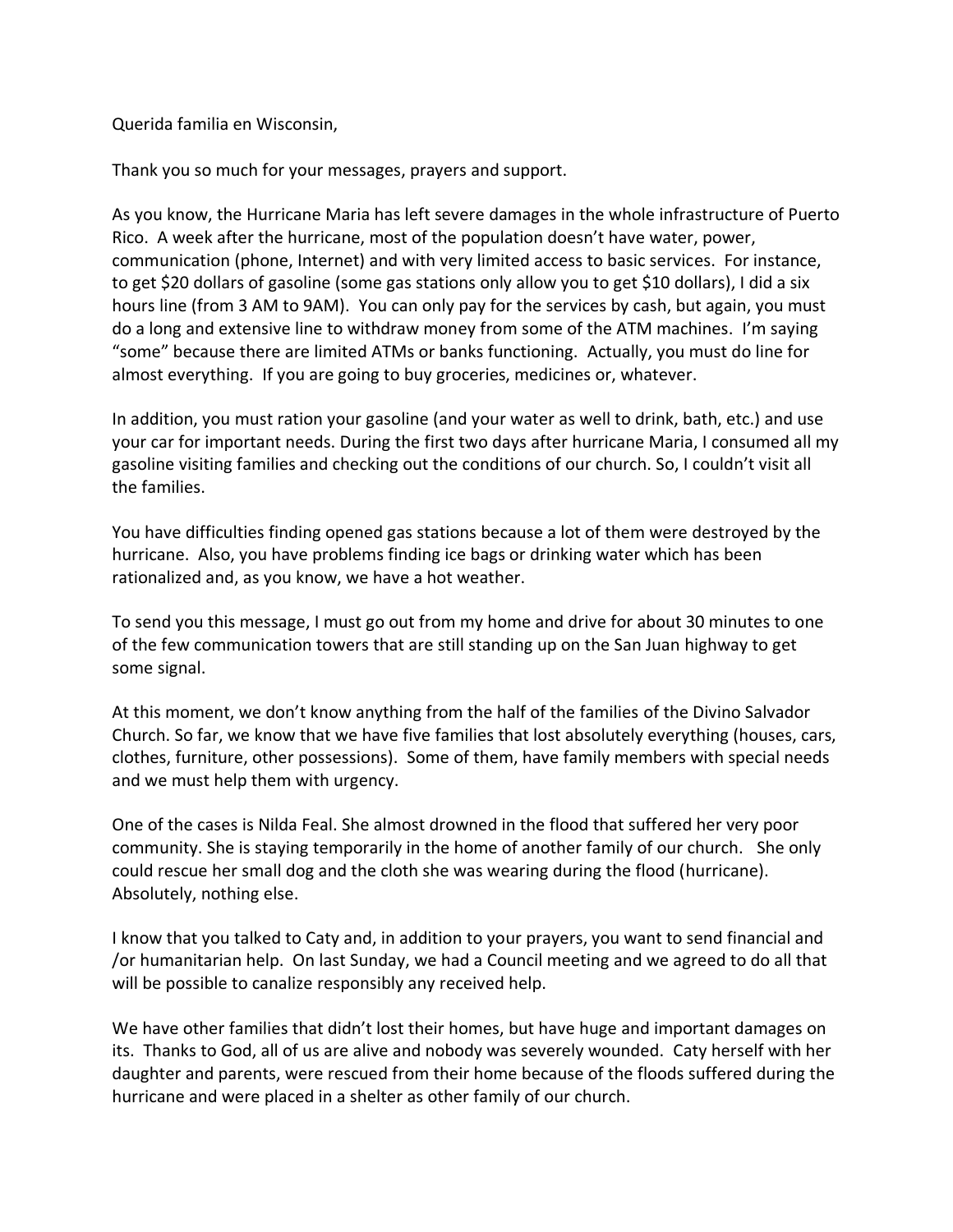Querida familia en Wisconsin,

Thank you so much for your messages, prayers and support.

As you know, the Hurricane Maria has left severe damages in the whole infrastructure of Puerto Rico. A week after the hurricane, most of the population doesn't have water, power, communication (phone, Internet) and with very limited access to basic services. For instance, to get $20 dollars of gasoline (some gas stations only allow you to get $10 dollars), I did a six hours line (from 3 AM to 9AM). You can only pay for the services by cash, but again, you must do a long and extensive line to withdraw money from some of the ATM machines. I'm saying "some" because there are limited ATMs or banks functioning. Actually, you must do line for almost everything. If you are going to buy groceries, medicines or, whatever.

In addition, you must ration your gasoline (and your water as well to drink, bath, etc.) and use your car for important needs. During the first two days after hurricane Maria, I consumed all my gasoline visiting families and checking out the conditions of our church. So, I couldn't visit all the families.

You have difficulties finding opened gas stations because a lot of them were destroyed by the hurricane. Also, you have problems finding ice bags or drinking water which has been rationalized and, as you know, we have a hot weather.

To send you this message, I must go out from my home and drive for about 30 minutes to one of the few communication towers that are still standing up on the San Juan highway to get some signal.

At this moment, we don't know anything from the half of the families of the Divino Salvador Church. So far, we know that we have five families that lost absolutely everything (houses, cars, clothes, furniture, other possessions). Some of them, have family members with special needs and we must help them with urgency.

One of the cases is Nilda Feal. She almost drowned in the flood that suffered her very poor community. She is staying temporarily in the home of another family of our church. She only could rescue her small dog and the cloth she was wearing during the flood (hurricane). Absolutely, nothing else.

I know that you talked to Caty and, in addition to your prayers, you want to send financial and /or humanitarian help. On last Sunday, we had a Council meeting and we agreed to do all that will be possible to canalize responsibly any received help.

We have other families that didn't lost their homes, but have huge and important damages on its. Thanks to God, all of us are alive and nobody was severely wounded. Caty herself with her daughter and parents, were rescued from their home because of the floods suffered during the hurricane and were placed in a shelter as other family of our church.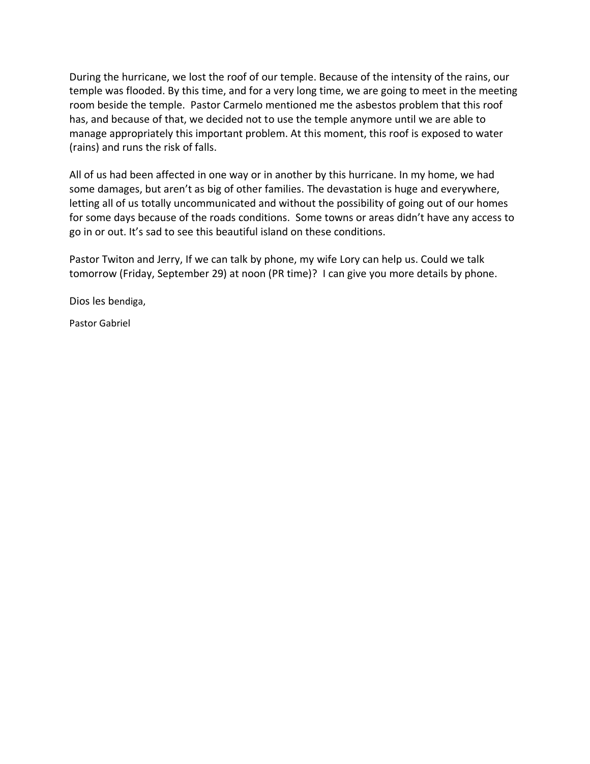During the hurricane, we lost the roof of our temple. Because of the intensity of the rains, our temple was flooded. By this time, and for a very long time, we are going to meet in the meeting room beside the temple.  Pastor Carmelo mentioned me the asbestos problem that this roof has, and because of that, we decided not to use the temple anymore until we are able to manage appropriately this important problem. At this moment, this roof is exposed to water (rains) and runs the risk of falls.

All of us had been affected in one way or in another by this hurricane. In my home, we had some damages, but aren't as big of other families. The devastation is huge and everywhere, letting all of us totally uncommunicated and without the possibility of going out of our homes for some days because of the roads conditions.  Some towns or areas didn't have any access to go in or out. It's sad to see this beautiful island on these conditions.

Pastor Twiton and Jerry, If we can talk by phone, my wife Lory can help us. Could we talk tomorrow (Friday, September 29) at noon (PR time)?  I can give you more details by phone.

Dios les bendiga,

Pastor Gabriel